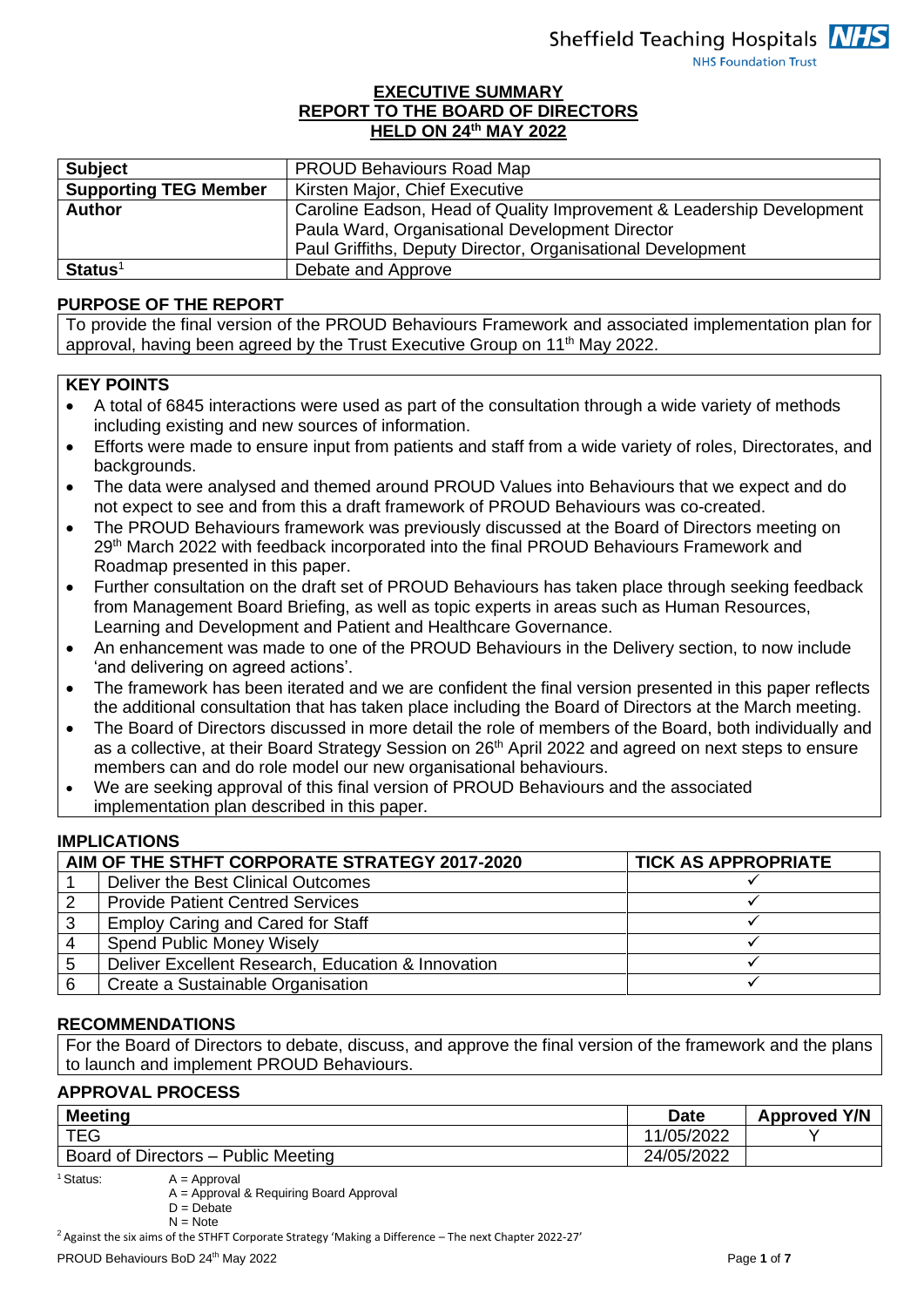Sheffield Teaching Hospitals NHS Foundation Trust

# EXECUTIVE SUMMARY
# REPORT TO THE BOARD OF DIRECTORS
# HELD ON 24th MAY 2022

| **Subject** | PROUD Behaviours Road Map |
|---|---|
| **Supporting TEG Member** | Kirsten Major, Chief Executive |
| **Author** | Caroline Eadson, Head of Quality Improvement & Leadership Development<br>Paula Ward, Organisational Development Director<br>Paul Griffiths, Deputy Director, Organisational Development |
| **Status**[1] | Debate and Approve |

## PURPOSE OF THE REPORT

To provide the final version of the PROUD Behaviours Framework and associated implementation plan for approval, having been agreed by the Trust Executive Group on 11th May 2022.

## KEY POINTS

- A total of 6845 interactions were used as part of the consultation through a wide variety of methods including existing and new sources of information.
- Efforts were made to ensure input from patients and staff from a wide variety of roles, Directorates, and backgrounds.
- The data were analysed and themed around PROUD Values into Behaviours that we expect and do not expect to see and from this a draft framework of PROUD Behaviours was co-created.
- The PROUD Behaviours framework was previously discussed at the Board of Directors meeting on 29th March 2022 with feedback incorporated into the final PROUD Behaviours Framework and Roadmap presented in this paper.
- Further consultation on the draft set of PROUD Behaviours has taken place through seeking feedback from Management Board Briefing, as well as topic experts in areas such as Human Resources, Learning and Development and Patient and Healthcare Governance.
- An enhancement was made to one of the PROUD Behaviours in the Delivery section, to now include 'and delivering on agreed actions'.
- The framework has been iterated and we are confident the final version presented in this paper reflects the additional consultation that has taken place including the Board of Directors at the March meeting.
- The Board of Directors discussed in more detail the role of members of the Board, both individually and as a collective, at their Board Strategy Session on 26th April 2022 and agreed on next steps to ensure members can and do role model our new organisational behaviours.
- We are seeking approval of this final version of PROUD Behaviours and the associated implementation plan described in this paper.

## IMPLICATIONS

| | AIM OF THE STHFT CORPORATE STRATEGY 2017-2020 | TICK AS APPROPRIATE |
|---|---|---|
| 1 | Deliver the Best Clinical Outcomes | ✓ |
| 2 | Provide Patient Centred Services | ✓ |
| 3 | Employ Caring and Cared for Staff | ✓ |
| 4 | Spend Public Money Wisely | ✓ |
| 5 | Deliver Excellent Research, Education & Innovation | ✓ |
| 6 | Create a Sustainable Organisation | ✓ |

## RECOMMENDATIONS

For the Board of Directors to debate, discuss, and approve the final version of the framework and the plans to launch and implement PROUD Behaviours.

## APPROVAL PROCESS

| Meeting | Date | Approved Y/N |
|---|---|---|
| TEG | 11/05/2022 | Y |
| Board of Directors – Public Meeting | 24/05/2022 | |

[1] Status: A = Approval
A = Approval & Requiring Board Approval
D = Debate
N = Note

[2] Against the six aims of the STHFT Corporate Strategy 'Making a Difference – The next Chapter 2022-27'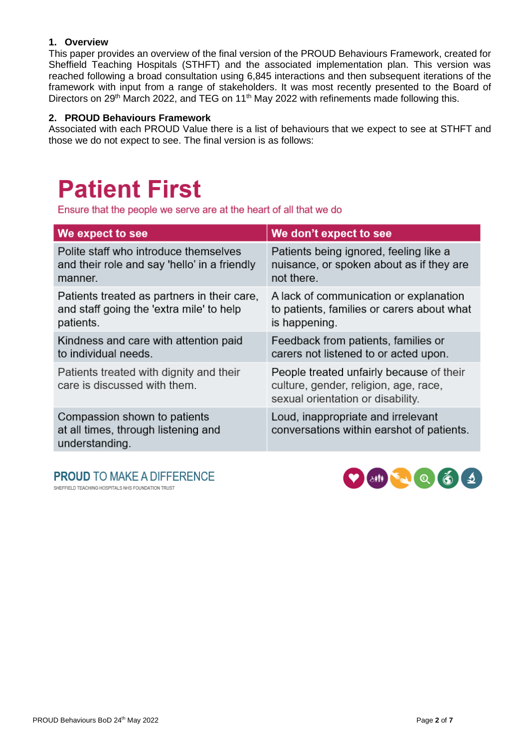## 1. Overview

This paper provides an overview of the final version of the PROUD Behaviours Framework, created for Sheffield Teaching Hospitals (STHFT) and the associated implementation plan. This version was reached following a broad consultation using 6,845 interactions and then subsequent iterations of the framework with input from a range of stakeholders. It was most recently presented to the Board of Directors on 29th March 2022, and TEG on 11th May 2022 with refinements made following this.

## 2. PROUD Behaviours Framework

Associated with each PROUD Value there is a list of behaviours that we expect to see at STHFT and those we do not expect to see. The final version is as follows:

# Patient First

Ensure that the people we serve are at the heart of all that we do

| We expect to see | We don't expect to see |
|---|---|
| Polite staff who introduce themselves and their role and say 'hello' in a friendly manner. | Patients being ignored, feeling like a nuisance, or spoken about as if they are not there. |
| Patients treated as partners in their care, and staff going the 'extra mile' to help patients. | A lack of communication or explanation to patients, families or carers about what is happening. |
| Kindness and care with attention paid to individual needs. | Feedback from patients, families or carers not listened to or acted upon. |
| Patients treated with dignity and their care is discussed with them. | People treated unfairly because of their culture, gender, religion, age, race, sexual orientation or disability. |
| Compassion shown to patients at all times, through listening and understanding. | Loud, inappropriate and irrelevant conversations within earshot of patients. |

PROUD TO MAKE A DIFFERENCE

SHEFFIELD TEACHING HOSPITALS NHS FOUNDATION TRUST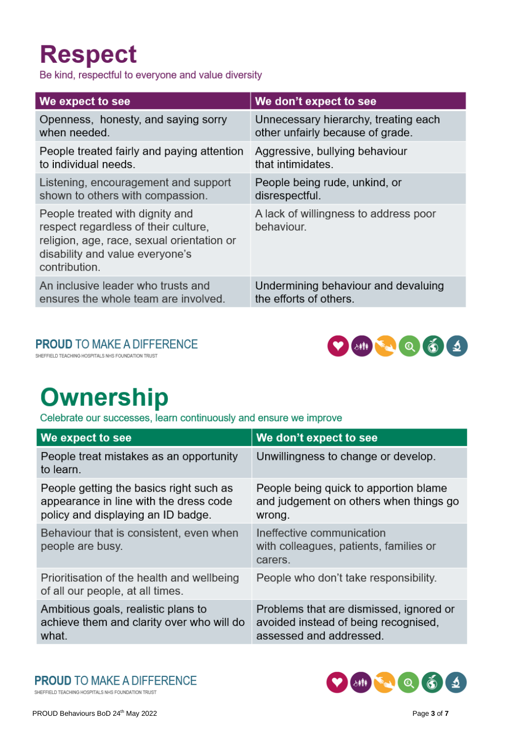# Respect

Be kind, respectful to everyone and value diversity

| We expect to see | We don't expect to see |
|---|---|
| Openness, honesty, and saying sorry when needed. | Unnecessary hierarchy, treating each other unfairly because of grade. |
| People treated fairly and paying attention to individual needs. | Aggressive, bullying behaviour that intimidates. |
| Listening, encouragement and support shown to others with compassion. | People being rude, unkind, or disrespectful. |
| People treated with dignity and respect regardless of their culture, religion, age, race, sexual orientation or disability and value everyone's contribution. | A lack of willingness to address poor behaviour. |
| An inclusive leader who trusts and ensures the whole team are involved. | Undermining behaviour and devaluing the efforts of others. |

PROUD TO MAKE A DIFFERENCE
SHEFFIELD TEACHING HOSPITALS NHS FOUNDATION TRUST

# Ownership

Celebrate our successes, learn continuously and ensure we improve

| We expect to see | We don't expect to see |
|---|---|
| People treat mistakes as an opportunity to learn. | Unwillingness to change or develop. |
| People getting the basics right such as appearance in line with the dress code policy and displaying an ID badge. | People being quick to apportion blame and judgement on others when things go wrong. |
| Behaviour that is consistent, even when people are busy. | Ineffective communication with colleagues, patients, families or carers. |
| Prioritisation of the health and wellbeing of all our people, at all times. | People who don't take responsibility. |
| Ambitious goals, realistic plans to achieve them and clarity over who will do what. | Problems that are dismissed, ignored or avoided instead of being recognised, assessed and addressed. |

PROUD TO MAKE A DIFFERENCE
SHEFFIELD TEACHING HOSPITALS NHS FOUNDATION TRUST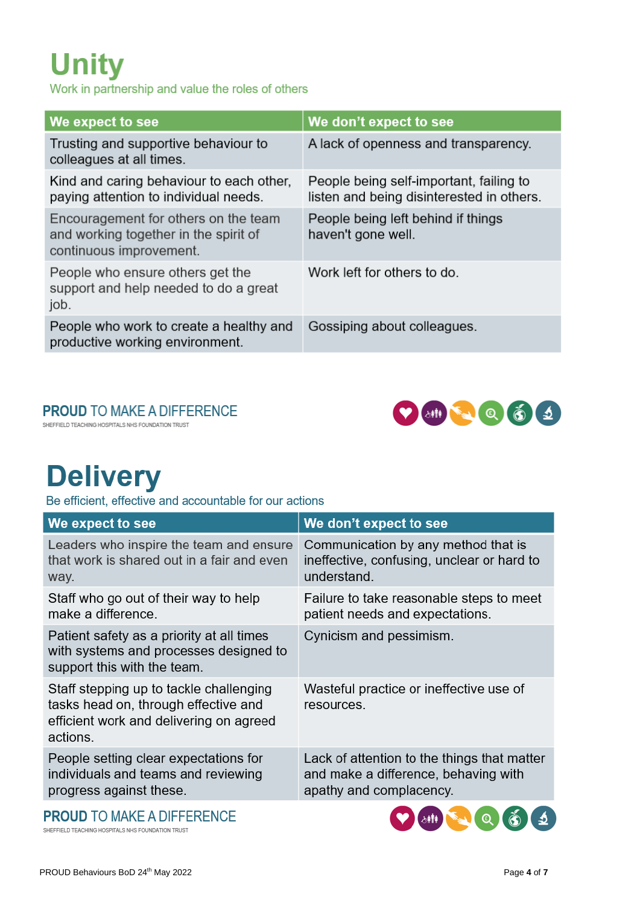# Unity

Work in partnership and value the roles of others

| We expect to see | We don't expect to see |
| --- | --- |
| Trusting and supportive behaviour to colleagues at all times. | A lack of openness and transparency. |
| Kind and caring behaviour to each other, paying attention to individual needs. | People being self-important, failing to listen and being disinterested in others. |
| Encouragement for others on the team and working together in the spirit of continuous improvement. | People being left behind if things haven't gone well. |
| People who ensure others get the support and help needed to do a great job. | Work left for others to do. |
| People who work to create a healthy and productive working environment. | Gossiping about colleagues. |

**PROUD** TO MAKE A DIFFERENCE

SHEFFIELD TEACHING HOSPITALS NHS FOUNDATION TRUST

# Delivery

Be efficient, effective and accountable for our actions

| We expect to see | We don't expect to see |
| --- | --- |
| Leaders who inspire the team and ensure that work is shared out in a fair and even way. | Communication by any method that is ineffective, confusing, unclear or hard to understand. |
| Staff who go out of their way to help make a difference. | Failure to take reasonable steps to meet patient needs and expectations. |
| Patient safety as a priority at all times with systems and processes designed to support this with the team. | Cynicism and pessimism. |
| Staff stepping up to tackle challenging tasks head on, through effective and efficient work and delivering on agreed actions. | Wasteful practice or ineffective use of resources. |
| People setting clear expectations for individuals and teams and reviewing progress against these. | Lack of attention to the things that matter and make a difference, behaving with apathy and complacency. |

**PROUD** TO MAKE A DIFFERENCE

SHEFFIELD TEACHING HOSPITALS NHS FOUNDATION TRUST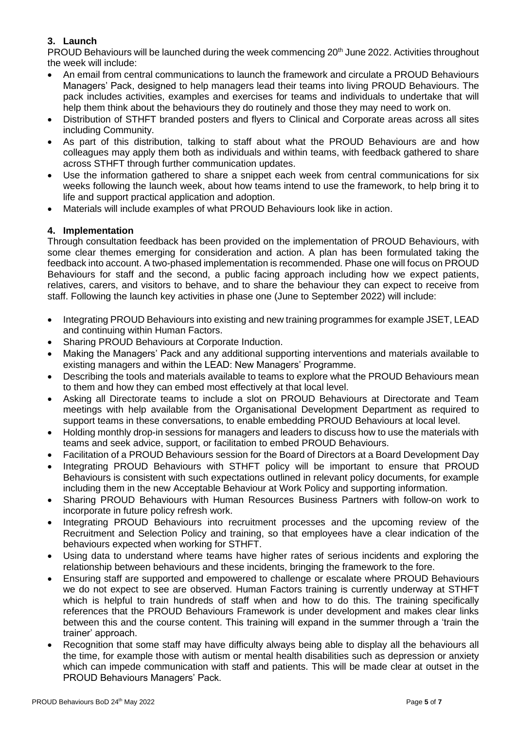## 3. Launch

PROUD Behaviours will be launched during the week commencing 20th June 2022. Activities throughout the week will include:

- An email from central communications to launch the framework and circulate a PROUD Behaviours Managers' Pack, designed to help managers lead their teams into living PROUD Behaviours. The pack includes activities, examples and exercises for teams and individuals to undertake that will help them think about the behaviours they do routinely and those they may need to work on.
- Distribution of STHFT branded posters and flyers to Clinical and Corporate areas across all sites including Community.
- As part of this distribution, talking to staff about what the PROUD Behaviours are and how colleagues may apply them both as individuals and within teams, with feedback gathered to share across STHFT through further communication updates.
- Use the information gathered to share a snippet each week from central communications for six weeks following the launch week, about how teams intend to use the framework, to help bring it to life and support practical application and adoption.
- Materials will include examples of what PROUD Behaviours look like in action.

## 4. Implementation

Through consultation feedback has been provided on the implementation of PROUD Behaviours, with some clear themes emerging for consideration and action. A plan has been formulated taking the feedback into account. A two-phased implementation is recommended. Phase one will focus on PROUD Behaviours for staff and the second, a public facing approach including how we expect patients, relatives, carers, and visitors to behave, and to share the behaviour they can expect to receive from staff. Following the launch key activities in phase one (June to September 2022) will include:

- Integrating PROUD Behaviours into existing and new training programmes for example JSET, LEAD and continuing within Human Factors.
- Sharing PROUD Behaviours at Corporate Induction.
- Making the Managers' Pack and any additional supporting interventions and materials available to existing managers and within the LEAD: New Managers' Programme.
- Describing the tools and materials available to teams to explore what the PROUD Behaviours mean to them and how they can embed most effectively at that local level.
- Asking all Directorate teams to include a slot on PROUD Behaviours at Directorate and Team meetings with help available from the Organisational Development Department as required to support teams in these conversations, to enable embedding PROUD Behaviours at local level.
- Holding monthly drop-in sessions for managers and leaders to discuss how to use the materials with teams and seek advice, support, or facilitation to embed PROUD Behaviours.
- Facilitation of a PROUD Behaviours session for the Board of Directors at a Board Development Day
- Integrating PROUD Behaviours with STHFT policy will be important to ensure that PROUD Behaviours is consistent with such expectations outlined in relevant policy documents, for example including them in the new Acceptable Behaviour at Work Policy and supporting information.
- Sharing PROUD Behaviours with Human Resources Business Partners with follow-on work to incorporate in future policy refresh work.
- Integrating PROUD Behaviours into recruitment processes and the upcoming review of the Recruitment and Selection Policy and training, so that employees have a clear indication of the behaviours expected when working for STHFT.
- Using data to understand where teams have higher rates of serious incidents and exploring the relationship between behaviours and these incidents, bringing the framework to the fore.
- Ensuring staff are supported and empowered to challenge or escalate where PROUD Behaviours we do not expect to see are observed. Human Factors training is currently underway at STHFT which is helpful to train hundreds of staff when and how to do this. The training specifically references that the PROUD Behaviours Framework is under development and makes clear links between this and the course content. This training will expand in the summer through a 'train the trainer' approach.
- Recognition that some staff may have difficulty always being able to display all the behaviours all the time, for example those with autism or mental health disabilities such as depression or anxiety which can impede communication with staff and patients. This will be made clear at outset in the PROUD Behaviours Managers' Pack.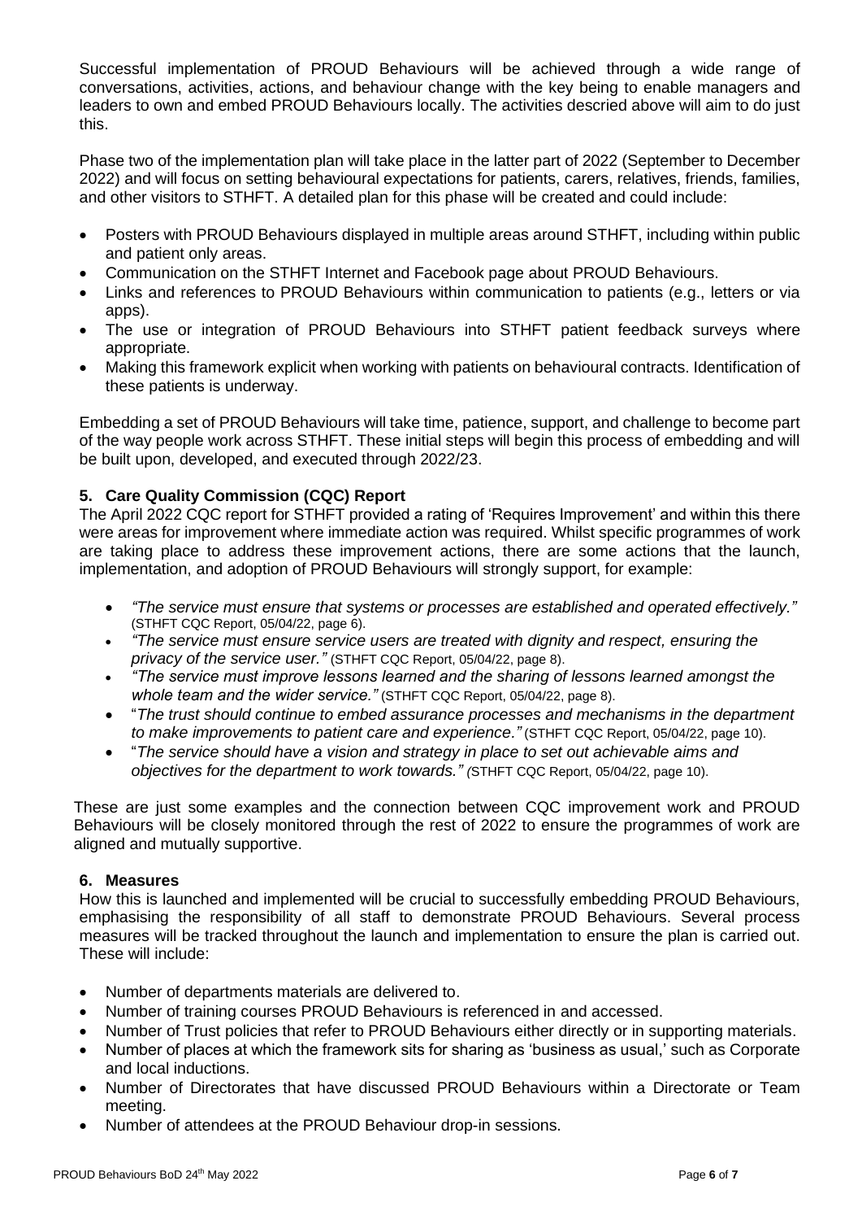Successful implementation of PROUD Behaviours will be achieved through a wide range of conversations, activities, actions, and behaviour change with the key being to enable managers and leaders to own and embed PROUD Behaviours locally. The activities descried above will aim to do just this.

Phase two of the implementation plan will take place in the latter part of 2022 (September to December 2022) and will focus on setting behavioural expectations for patients, carers, relatives, friends, families, and other visitors to STHFT. A detailed plan for this phase will be created and could include:

- Posters with PROUD Behaviours displayed in multiple areas around STHFT, including within public and patient only areas.
- Communication on the STHFT Internet and Facebook page about PROUD Behaviours.
- Links and references to PROUD Behaviours within communication to patients (e.g., letters or via apps).
- The use or integration of PROUD Behaviours into STHFT patient feedback surveys where appropriate.
- Making this framework explicit when working with patients on behavioural contracts. Identification of these patients is underway.

Embedding a set of PROUD Behaviours will take time, patience, support, and challenge to become part of the way people work across STHFT. These initial steps will begin this process of embedding and will be built upon, developed, and executed through 2022/23.

## 5. Care Quality Commission (CQC) Report

The April 2022 CQC report for STHFT provided a rating of 'Requires Improvement' and within this there were areas for improvement where immediate action was required. Whilst specific programmes of work are taking place to address these improvement actions, there are some actions that the launch, implementation, and adoption of PROUD Behaviours will strongly support, for example:

- *"The service must ensure that systems or processes are established and operated effectively."* (STHFT CQC Report, 05/04/22, page 6).
- *"The service must ensure service users are treated with dignity and respect, ensuring the privacy of the service user."* (STHFT CQC Report, 05/04/22, page 8).
- *"The service must improve lessons learned and the sharing of lessons learned amongst the whole team and the wider service."* (STHFT CQC Report, 05/04/22, page 8).
- "*The trust should continue to embed assurance processes and mechanisms in the department to make improvements to patient care and experience."* (STHFT CQC Report, 05/04/22, page 10).
- "*The service should have a vision and strategy in place to set out achievable aims and objectives for the department to work towards." (*STHFT CQC Report, 05/04/22, page 10).

These are just some examples and the connection between CQC improvement work and PROUD Behaviours will be closely monitored through the rest of 2022 to ensure the programmes of work are aligned and mutually supportive.

## 6. Measures

How this is launched and implemented will be crucial to successfully embedding PROUD Behaviours, emphasising the responsibility of all staff to demonstrate PROUD Behaviours. Several process measures will be tracked throughout the launch and implementation to ensure the plan is carried out. These will include:

- Number of departments materials are delivered to.
- Number of training courses PROUD Behaviours is referenced in and accessed.
- Number of Trust policies that refer to PROUD Behaviours either directly or in supporting materials.
- Number of places at which the framework sits for sharing as 'business as usual,' such as Corporate and local inductions.
- Number of Directorates that have discussed PROUD Behaviours within a Directorate or Team meeting.
- Number of attendees at the PROUD Behaviour drop-in sessions.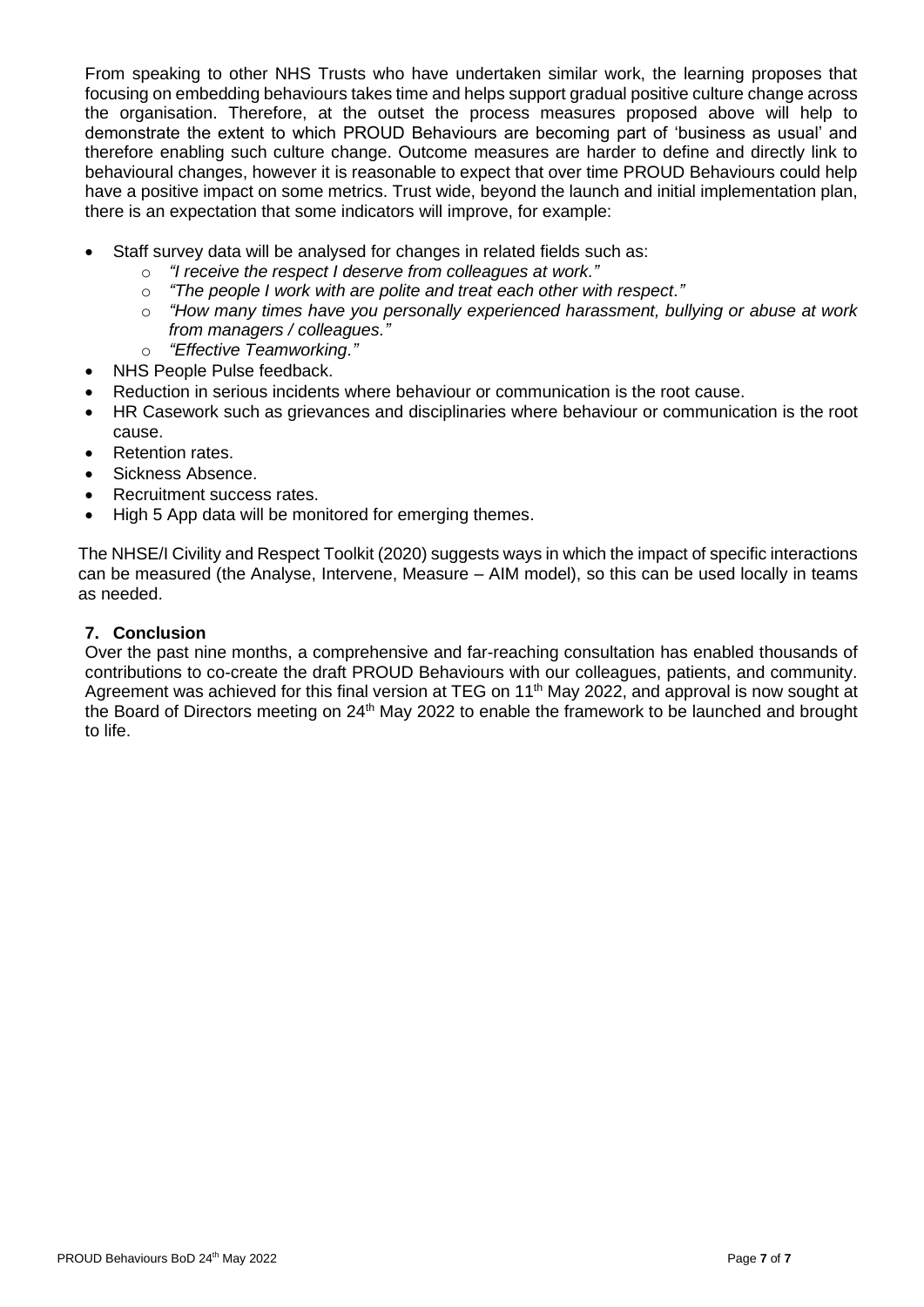From speaking to other NHS Trusts who have undertaken similar work, the learning proposes that focusing on embedding behaviours takes time and helps support gradual positive culture change across the organisation. Therefore, at the outset the process measures proposed above will help to demonstrate the extent to which PROUD Behaviours are becoming part of 'business as usual' and therefore enabling such culture change. Outcome measures are harder to define and directly link to behavioural changes, however it is reasonable to expect that over time PROUD Behaviours could help have a positive impact on some metrics. Trust wide, beyond the launch and initial implementation plan, there is an expectation that some indicators will improve, for example:

- Staff survey data will be analysed for changes in related fields such as:
  - *"I receive the respect I deserve from colleagues at work."*
  - *"The people I work with are polite and treat each other with respect."*
  - *"How many times have you personally experienced harassment, bullying or abuse at work from managers / colleagues."*
  - *"Effective Teamworking."*
- NHS People Pulse feedback.
- Reduction in serious incidents where behaviour or communication is the root cause.
- HR Casework such as grievances and disciplinaries where behaviour or communication is the root cause.
- Retention rates.
- Sickness Absence.
- Recruitment success rates.
- High 5 App data will be monitored for emerging themes.

The NHSE/I Civility and Respect Toolkit (2020) suggests ways in which the impact of specific interactions can be measured (the Analyse, Intervene, Measure – AIM model), so this can be used locally in teams as needed.

## 7. Conclusion

Over the past nine months, a comprehensive and far-reaching consultation has enabled thousands of contributions to co-create the draft PROUD Behaviours with our colleagues, patients, and community. Agreement was achieved for this final version at TEG on 11th May 2022, and approval is now sought at the Board of Directors meeting on 24th May 2022 to enable the framework to be launched and brought to life.